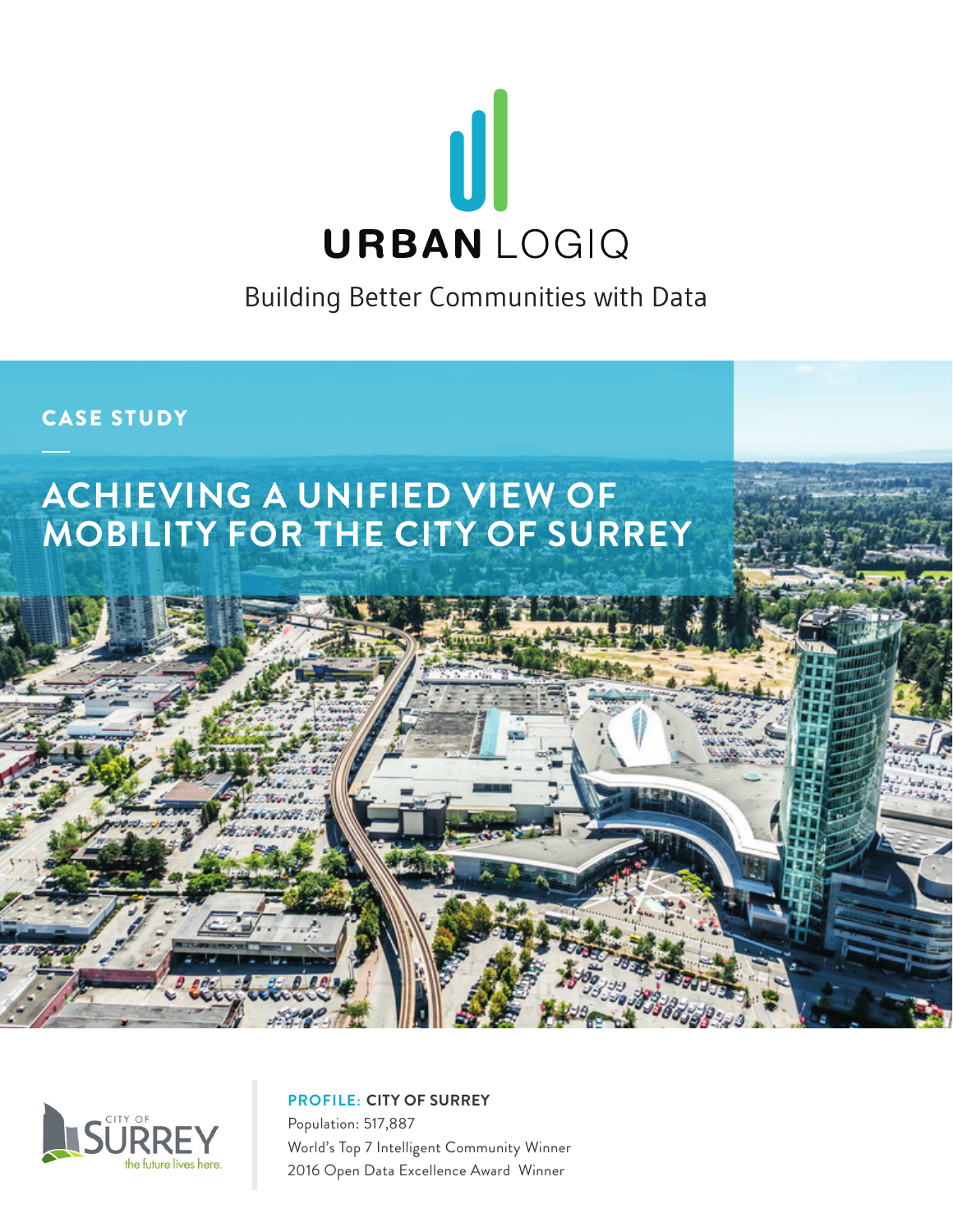# URBAN LOGIQ

Building Better Communities with Data

**CASE STUDY**

## ACHIEVING A UNIFIED VIEW OF MOBILITY FOR THE CITY OF SURREY

CITY OF SURREY
the future lives here.

**PROFILE: CITY OF SURREY**

Population: 517,887

World's Top 7 Intelligent Community Winner

2016 Open Data Excellence Award Winner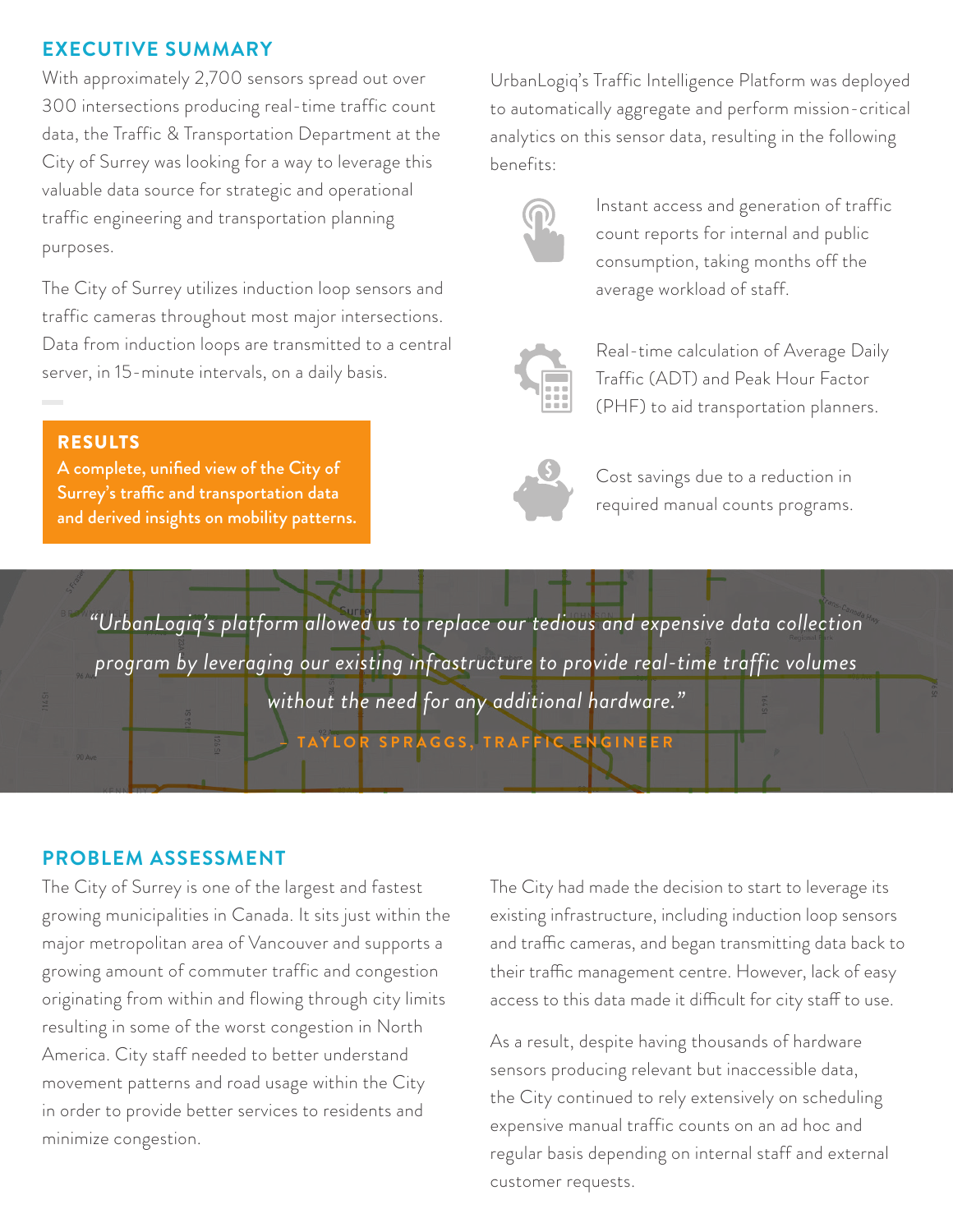## EXECUTIVE SUMMARY

With approximately 2,700 sensors spread out over 300 intersections producing real-time traffic count data, the Traffic & Transportation Department at the City of Surrey was looking for a way to leverage this valuable data source for strategic and operational traffic engineering and transportation planning purposes.

The City of Surrey utilizes induction loop sensors and traffic cameras throughout most major intersections. Data from induction loops are transmitted to a central server, in 15-minute intervals, on a daily basis.

**RESULTS**

**A complete, unified view of the City of Surrey's traffic and transportation data and derived insights on mobility patterns.**

UrbanLogiq's Traffic Intelligence Platform was deployed to automatically aggregate and perform mission-critical analytics on this sensor data, resulting in the following benefits:

- Instant access and generation of traffic count reports for internal and public consumption, taking months off the average workload of staff.
- Real-time calculation of Average Daily Traffic (ADT) and Peak Hour Factor (PHF) to aid transportation planners.
- Cost savings due to a reduction in required manual counts programs.

*"UrbanLogiq's platform allowed us to replace our tedious and expensive data collection program by leveraging our existing infrastructure to provide real-time traffic volumes without the need for any additional hardware."*

– TAYLOR SPRAGGS, TRAFFIC ENGINEER

## PROBLEM ASSESSMENT

The City of Surrey is one of the largest and fastest growing municipalities in Canada. It sits just within the major metropolitan area of Vancouver and supports a growing amount of commuter traffic and congestion originating from within and flowing through city limits resulting in some of the worst congestion in North America. City staff needed to better understand movement patterns and road usage within the City in order to provide better services to residents and minimize congestion.

The City had made the decision to start to leverage its existing infrastructure, including induction loop sensors and traffic cameras, and began transmitting data back to their traffic management centre. However, lack of easy access to this data made it difficult for city staff to use.

As a result, despite having thousands of hardware sensors producing relevant but inaccessible data, the City continued to rely extensively on scheduling expensive manual traffic counts on an ad hoc and regular basis depending on internal staff and external customer requests.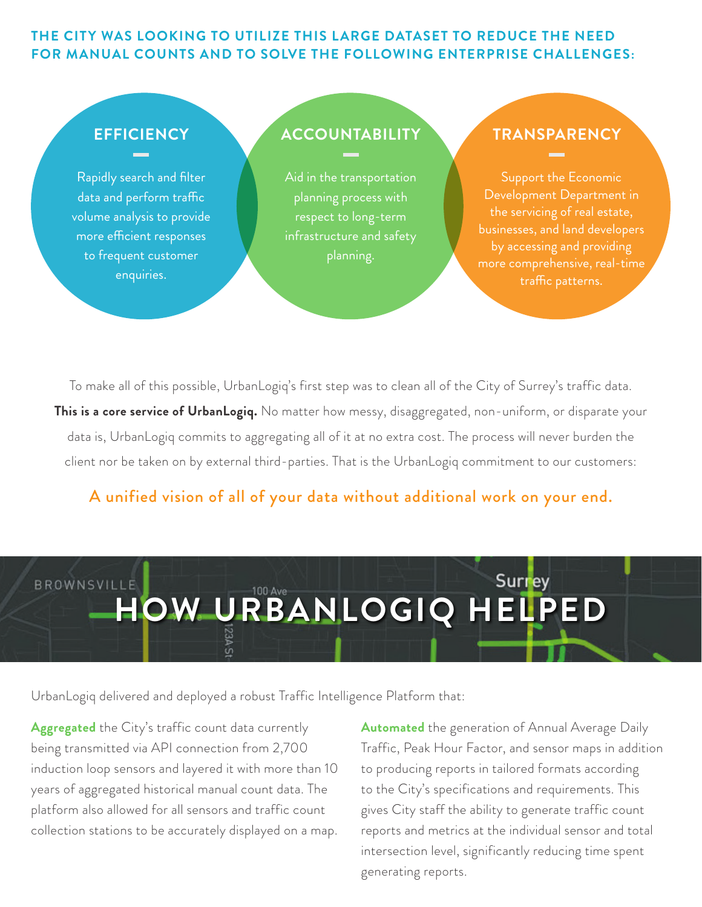**THE CITY WAS LOOKING TO UTILIZE THIS LARGE DATASET TO REDUCE THE NEED FOR MANUAL COUNTS AND TO SOLVE THE FOLLOWING ENTERPRISE CHALLENGES:**

### EFFICIENCY

Rapidly search and filter data and perform traffic volume analysis to provide more efficient responses to frequent customer enquiries.

### ACCOUNTABILITY

Aid in the transportation planning process with respect to long-term infrastructure and safety planning.

### TRANSPARENCY

Support the Economic Development Department in the servicing of real estate, businesses, and land developers by accessing and providing more comprehensive, real-time traffic patterns.

To make all of this possible, UrbanLogiq's first step was to clean all of the City of Surrey's traffic data. **This is a core service of UrbanLogiq.** No matter how messy, disaggregated, non-uniform, or disparate your data is, UrbanLogiq commits to aggregating all of it at no extra cost. The process will never burden the client nor be taken on by external third-parties. That is the UrbanLogiq commitment to our customers:

**A unified vision of all of your data without additional work on your end.**

## HOW URBANLOGIQ HELPED

UrbanLogiq delivered and deployed a robust Traffic Intelligence Platform that:

**Aggregated** the City's traffic count data currently being transmitted via API connection from 2,700 induction loop sensors and layered it with more than 10 years of aggregated historical manual count data. The platform also allowed for all sensors and traffic count collection stations to be accurately displayed on a map.

**Automated** the generation of Annual Average Daily Traffic, Peak Hour Factor, and sensor maps in addition to producing reports in tailored formats according to the City's specifications and requirements. This gives City staff the ability to generate traffic count reports and metrics at the individual sensor and total intersection level, significantly reducing time spent generating reports.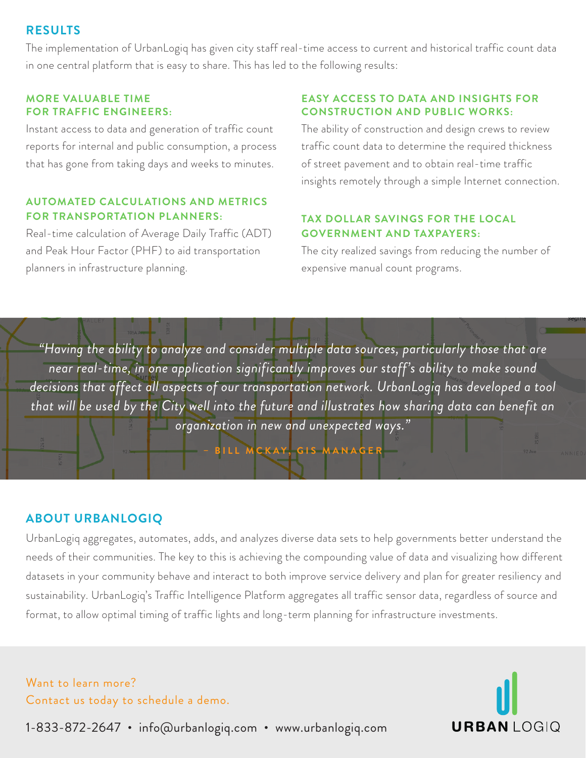## RESULTS

The implementation of UrbanLogiq has given city staff real-time access to current and historical traffic count data in one central platform that is easy to share. This has led to the following results:

### MORE VALUABLE TIME FOR TRAFFIC ENGINEERS:

Instant access to data and generation of traffic count reports for internal and public consumption, a process that has gone from taking days and weeks to minutes.

### AUTOMATED CALCULATIONS AND METRICS FOR TRANSPORTATION PLANNERS:

Real-time calculation of Average Daily Traffic (ADT) and Peak Hour Factor (PHF) to aid transportation planners in infrastructure planning.

### EASY ACCESS TO DATA AND INSIGHTS FOR CONSTRUCTION AND PUBLIC WORKS:

The ability of construction and design crews to review traffic count data to determine the required thickness of street pavement and to obtain real-time traffic insights remotely through a simple Internet connection.

### TAX DOLLAR SAVINGS FOR THE LOCAL GOVERNMENT AND TAXPAYERS:

The city realized savings from reducing the number of expensive manual count programs.

*"Having the ability to analyze and consider multiple data sources, particularly those that are near real-time, in one application significantly improves our staff's ability to make sound decisions that affect all aspects of our transportation network. UrbanLogiq has developed a tool that will be used by the City well into the future and illustrates how sharing data can benefit an organization in new and unexpected ways."*

**– BILL MCKAY, GIS MANAGER**

## ABOUT URBANLOGIQ

UrbanLogiq aggregates, automates, adds, and analyzes diverse data sets to help governments better understand the needs of their communities. The key to this is achieving the compounding value of data and visualizing how different datasets in your community behave and interact to both improve service delivery and plan for greater resiliency and sustainability. UrbanLogiq's Traffic Intelligence Platform aggregates all traffic sensor data, regardless of source and format, to allow optimal timing of traffic lights and long-term planning for infrastructure investments.

Want to learn more?
Contact us today to schedule a demo.

1-833-872-2647 • info@urbanlogiq.com • www.urbanlogiq.com

URBAN LOGIQ